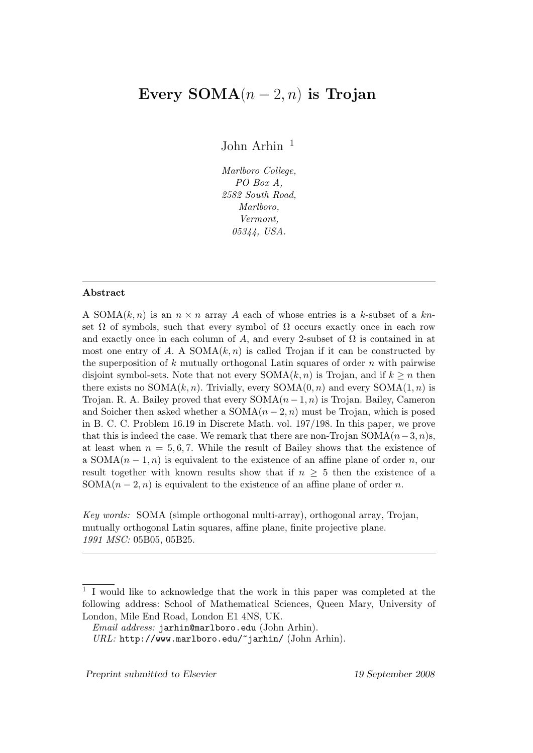# Every SOMA$(n-2, n)$ is Trojan

John Arhin [1]

*Marlboro College,*
*PO Box A,*
*2582 South Road,*
*Marlboro,*
*Vermont,*
*05344, USA.*

---

**Abstract**

A SOMA$(k, n)$ is an $n \times n$ array $A$ each of whose entries is a $k$-subset of a $kn$-set $\Omega$ of symbols, such that every symbol of $\Omega$ occurs exactly once in each row and exactly once in each column of $A$, and every 2-subset of $\Omega$ is contained in at most one entry of $A$. A SOMA$(k, n)$ is called Trojan if it can be constructed by the superposition of $k$ mutually orthogonal Latin squares of order $n$ with pairwise disjoint symbol-sets. Note that not every SOMA$(k, n)$ is Trojan, and if $k \geq n$ then there exists no SOMA$(k, n)$. Trivially, every SOMA$(0, n)$ and every SOMA$(1, n)$ is Trojan. R. A. Bailey proved that every SOMA$(n-1, n)$ is Trojan. Bailey, Cameron and Soicher then asked whether a SOMA$(n-2, n)$ must be Trojan, which is posed in B. C. C. Problem 16.19 in Discrete Math. vol. 197/198. In this paper, we prove that this is indeed the case. We remark that there are non-Trojan SOMA$(n-3, n)$s, at least when $n = 5, 6, 7$. While the result of Bailey shows that the existence of a SOMA$(n-1, n)$ is equivalent to the existence of an affine plane of order $n$, our result together with known results show that if $n \geq 5$ then the existence of a SOMA$(n-2, n)$ is equivalent to the existence of an affine plane of order $n$.

*Key words:* SOMA (simple orthogonal multi-array), orthogonal array, Trojan, mutually orthogonal Latin squares, affine plane, finite projective plane.
*1991 MSC:* 05B05, 05B25.

---

[1] I would like to acknowledge that the work in this paper was completed at the following address: School of Mathematical Sciences, Queen Mary, University of London, Mile End Road, London E1 4NS, UK.

*Email address:* `jarhin@marlboro.edu` (John Arhin).
*URL:* `http://www.marlboro.edu/~jarhin/` (John Arhin).

*Preprint submitted to Elsevier* 19 September 2008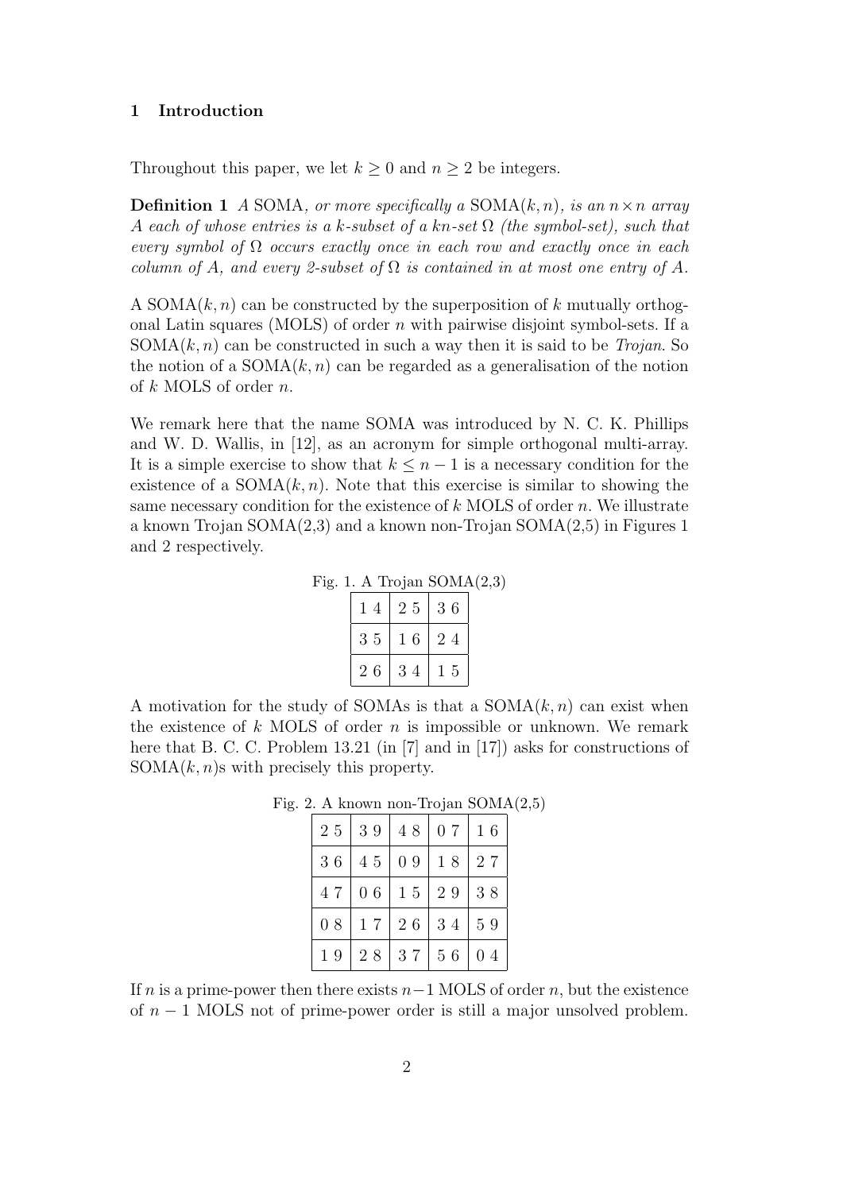## 1 Introduction

Throughout this paper, we let $k \geq 0$ and $n \geq 2$ be integers.

**Definition 1** *A* SOMA*, or more specifically a* $\mathrm{SOMA}(k, n)$*, is an* $n \times n$ *array* $A$ *each of whose entries is a* $k$*-subset of a* $kn$*-set* $\Omega$ *(the symbol-set), such that every symbol of* $\Omega$ *occurs exactly once in each row and exactly once in each column of* $A$*, and every 2-subset of* $\Omega$ *is contained in at most one entry of* $A$*.*

A $\mathrm{SOMA}(k, n)$ can be constructed by the superposition of $k$ mutually orthogonal Latin squares (MOLS) of order $n$ with pairwise disjoint symbol-sets. If a $\mathrm{SOMA}(k, n)$ can be constructed in such a way then it is said to be *Trojan*. So the notion of a $\mathrm{SOMA}(k, n)$ can be regarded as a generalisation of the notion of $k$ MOLS of order $n$.

We remark here that the name SOMA was introduced by N. C. K. Phillips and W. D. Wallis, in [12], as an acronym for simple orthogonal multi-array. It is a simple exercise to show that $k \leq n - 1$ is a necessary condition for the existence of a $\mathrm{SOMA}(k, n)$. Note that this exercise is similar to showing the same necessary condition for the existence of $k$ MOLS of order $n$. We illustrate a known Trojan SOMA(2,3) and a known non-Trojan SOMA(2,5) in Figures 1 and 2 respectively.

Fig. 1. A Trojan SOMA(2,3)

| | | |
|---|---|---|
| 1 4 | 2 5 | 3 6 |
| 3 5 | 1 6 | 2 4 |
| 2 6 | 3 4 | 1 5 |

A motivation for the study of SOMAs is that a $\mathrm{SOMA}(k, n)$ can exist when the existence of $k$ MOLS of order $n$ is impossible or unknown. We remark here that B. C. C. Problem 13.21 (in [7] and in [17]) asks for constructions of $\mathrm{SOMA}(k, n)$s with precisely this property.

Fig. 2. A known non-Trojan SOMA(2,5)

| | | | | |
|---|---|---|---|---|
| 2 5 | 3 9 | 4 8 | 0 7 | 1 6 |
| 3 6 | 4 5 | 0 9 | 1 8 | 2 7 |
| 4 7 | 0 6 | 1 5 | 2 9 | 3 8 |
| 0 8 | 1 7 | 2 6 | 3 4 | 5 9 |
| 1 9 | 2 8 | 3 7 | 5 6 | 0 4 |

If $n$ is a prime-power then there exists $n-1$ MOLS of order $n$, but the existence of $n - 1$ MOLS not of prime-power order is still a major unsolved problem.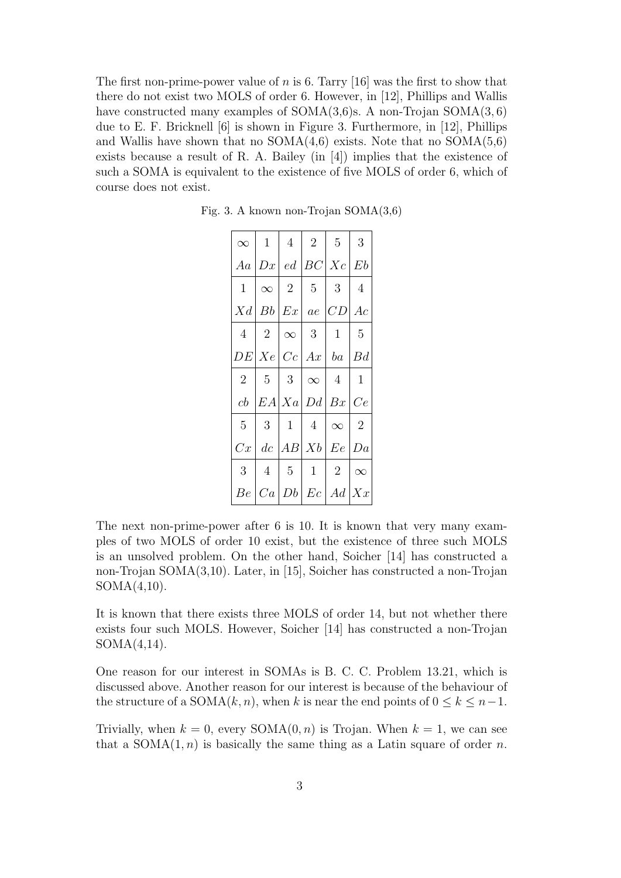The first non-prime-power value of $n$ is 6. Tarry [16] was the first to show that there do not exist two MOLS of order 6. However, in [12], Phillips and Wallis have constructed many examples of SOMA(3,6)s. A non-Trojan SOMA$(3,6)$ due to E. F. Bricknell [6] is shown in Figure 3. Furthermore, in [12], Phillips and Wallis have shown that no SOMA(4,6) exists. Note that no SOMA(5,6) exists because a result of R. A. Bailey (in [4]) implies that the existence of such a SOMA is equivalent to the existence of five MOLS of order 6, which of course does not exist.

Fig. 3. A known non-Trojan SOMA(3,6)

| | | | | | |
|---|---|---|---|---|---|
| $\infty$ | 1 | 4 | 2 | 5 | 3 |
| $Aa$ | $Dx$ | $ed$ | $BC$ | $Xc$ | $Eb$ |
| 1 | $\infty$ | 2 | 5 | 3 | 4 |
| $Xd$ | $Bb$ | $Ex$ | $ae$ | $CD$ | $Ac$ |
| 4 | 2 | $\infty$ | 3 | 1 | 5 |
| $DE$ | $Xe$ | $Cc$ | $Ax$ | $ba$ | $Bd$ |
| 2 | 5 | 3 | $\infty$ | 4 | 1 |
| $cb$ | $EA$ | $Xa$ | $Dd$ | $Bx$ | $Ce$ |
| 5 | 3 | 1 | 4 | $\infty$ | 2 |
| $Cx$ | $dc$ | $AB$ | $Xb$ | $Ee$ | $Da$ |
| 3 | 4 | 5 | 1 | 2 | $\infty$ |
| $Be$ | $Ca$ | $Db$ | $Ec$ | $Ad$ | $Xx$ |

The next non-prime-power after 6 is 10. It is known that very many examples of two MOLS of order 10 exist, but the existence of three such MOLS is an unsolved problem. On the other hand, Soicher [14] has constructed a non-Trojan SOMA(3,10). Later, in [15], Soicher has constructed a non-Trojan SOMA(4,10).

It is known that there exists three MOLS of order 14, but not whether there exists four such MOLS. However, Soicher [14] has constructed a non-Trojan SOMA(4,14).

One reason for our interest in SOMAs is B. C. C. Problem 13.21, which is discussed above. Another reason for our interest is because of the behaviour of the structure of a SOMA$(k,n)$, when $k$ is near the end points of $0 \le k \le n-1$.

Trivially, when $k = 0$, every SOMA$(0,n)$ is Trojan. When $k = 1$, we can see that a SOMA$(1,n)$ is basically the same thing as a Latin square of order $n$.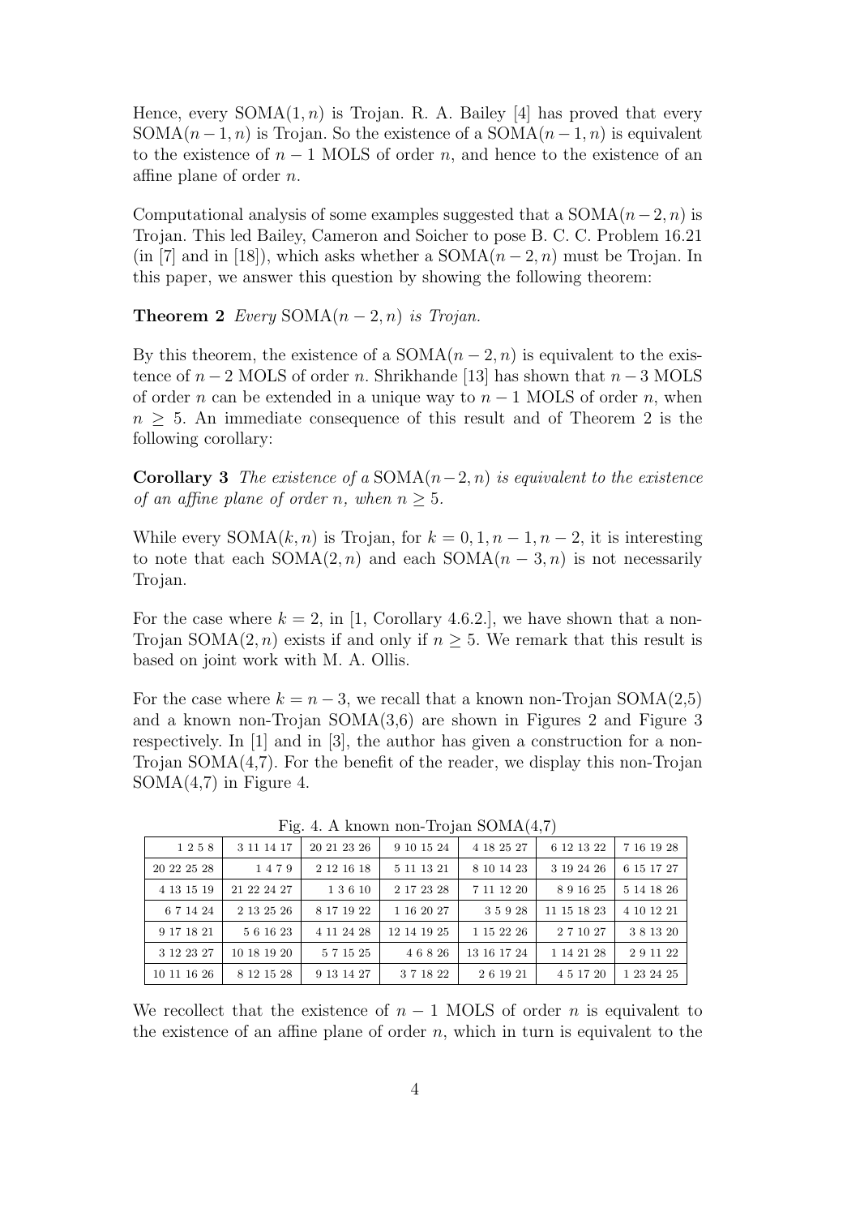Hence, every $\mathrm{SOMA}(1, n)$ is Trojan. R. A. Bailey [4] has proved that every $\mathrm{SOMA}(n-1, n)$ is Trojan. So the existence of a $\mathrm{SOMA}(n-1, n)$ is equivalent to the existence of $n-1$ MOLS of order $n$, and hence to the existence of an affine plane of order $n$.

Computational analysis of some examples suggested that a $\mathrm{SOMA}(n-2, n)$ is Trojan. This led Bailey, Cameron and Soicher to pose B. C. C. Problem 16.21 (in [7] and in [18]), which asks whether a $\mathrm{SOMA}(n-2, n)$ must be Trojan. In this paper, we answer this question by showing the following theorem:

**Theorem 2** *Every* $\mathrm{SOMA}(n-2, n)$ *is Trojan.*

By this theorem, the existence of a $\mathrm{SOMA}(n-2, n)$ is equivalent to the existence of $n-2$ MOLS of order $n$. Shrikhande [13] has shown that $n-3$ MOLS of order $n$ can be extended in a unique way to $n-1$ MOLS of order $n$, when $n \geq 5$. An immediate consequence of this result and of Theorem 2 is the following corollary:

**Corollary 3** *The existence of a* $\mathrm{SOMA}(n-2, n)$ *is equivalent to the existence of an affine plane of order* $n$*, when* $n \geq 5$*.*

While every $\mathrm{SOMA}(k, n)$ is Trojan, for $k = 0, 1, n-1, n-2$, it is interesting to note that each $\mathrm{SOMA}(2, n)$ and each $\mathrm{SOMA}(n-3, n)$ is not necessarily Trojan.

For the case where $k = 2$, in [1, Corollary 4.6.2.], we have shown that a non-Trojan $\mathrm{SOMA}(2, n)$ exists if and only if $n \geq 5$. We remark that this result is based on joint work with M. A. Ollis.

For the case where $k = n-3$, we recall that a known non-Trojan SOMA(2,5) and a known non-Trojan SOMA(3,6) are shown in Figures 2 and Figure 3 respectively. In [1] and in [3], the author has given a construction for a non-Trojan SOMA(4,7). For the benefit of the reader, we display this non-Trojan SOMA(4,7) in Figure 4.

Fig. 4. A known non-Trojan SOMA(4,7)

| | | | | | | |
|---|---|---|---|---|---|---|
| 1 2 5 8 | 3 11 14 17 | 20 21 23 26 | 9 10 15 24 | 4 18 25 27 | 6 12 13 22 | 7 16 19 28 |
| 20 22 25 28 | 1 4 7 9 | 2 12 16 18 | 5 11 13 21 | 8 10 14 23 | 3 19 24 26 | 6 15 17 27 |
| 4 13 15 19 | 21 22 24 27 | 1 3 6 10 | 2 17 23 28 | 7 11 12 20 | 8 9 16 25 | 5 14 18 26 |
| 6 7 14 24 | 2 13 25 26 | 8 17 19 22 | 1 16 20 27 | 3 5 9 28 | 11 15 18 23 | 4 10 12 21 |
| 9 17 18 21 | 5 6 16 23 | 4 11 24 28 | 12 14 19 25 | 1 15 22 26 | 2 7 10 27 | 3 8 13 20 |
| 3 12 23 27 | 10 18 19 20 | 5 7 15 25 | 4 6 8 26 | 13 16 17 24 | 1 14 21 28 | 2 9 11 22 |
| 10 11 16 26 | 8 12 15 28 | 9 13 14 27 | 3 7 18 22 | 2 6 19 21 | 4 5 17 20 | 1 23 24 25 |

We recollect that the existence of $n-1$ MOLS of order $n$ is equivalent to the existence of an affine plane of order $n$, which in turn is equivalent to the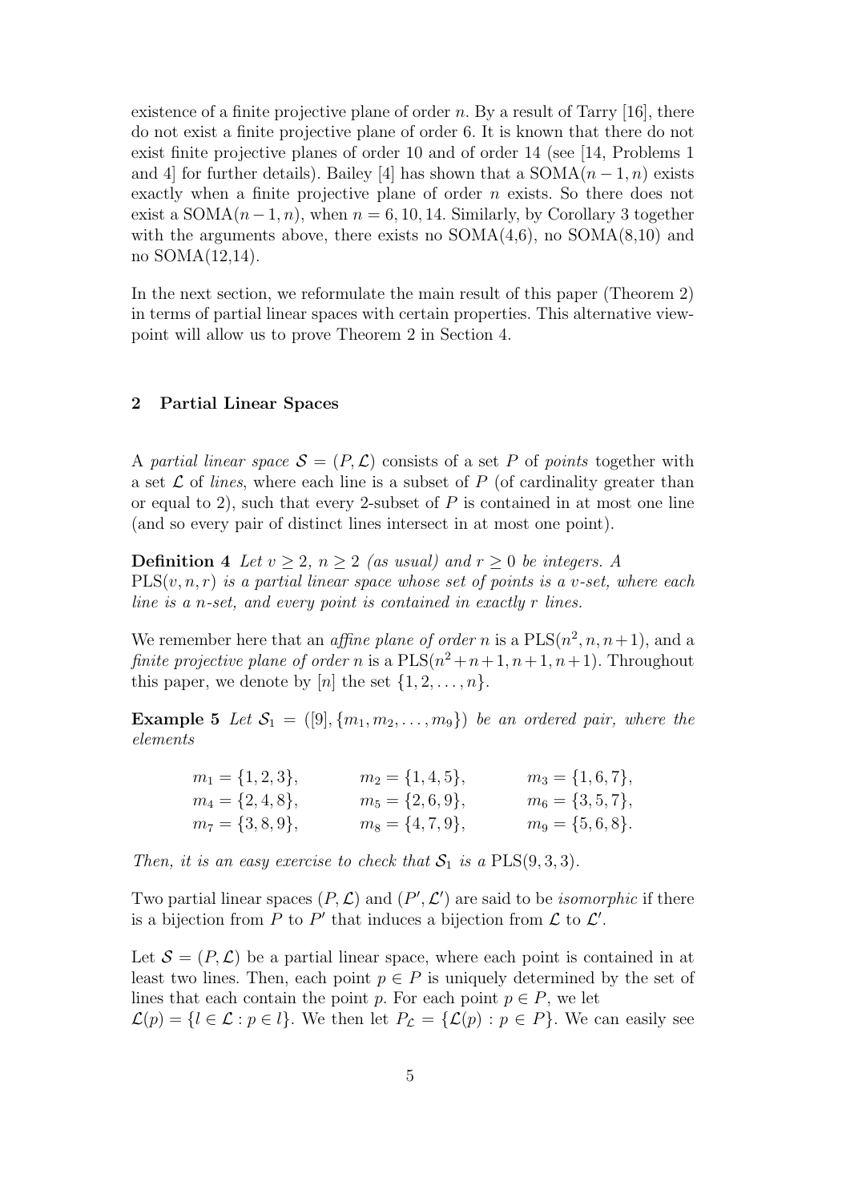existence of a finite projective plane of order $n$. By a result of Tarry [16], there do not exist a finite projective plane of order 6. It is known that there do not exist finite projective planes of order 10 and of order 14 (see [14, Problems 1 and 4] for further details). Bailey [4] has shown that a SOMA$(n-1, n)$ exists exactly when a finite projective plane of order $n$ exists. So there does not exist a SOMA$(n-1, n)$, when $n = 6, 10, 14$. Similarly, by Corollary 3 together with the arguments above, there exists no SOMA(4,6), no SOMA(8,10) and no SOMA(12,14).

In the next section, we reformulate the main result of this paper (Theorem 2) in terms of partial linear spaces with certain properties. This alternative viewpoint will allow us to prove Theorem 2 in Section 4.

## 2 Partial Linear Spaces

A *partial linear space* $\mathcal{S} = (P, \mathcal{L})$ consists of a set $P$ of *points* together with a set $\mathcal{L}$ of *lines*, where each line is a subset of $P$ (of cardinality greater than or equal to 2), such that every 2-subset of $P$ is contained in at most one line (and so every pair of distinct lines intersect in at most one point).

**Definition 4** *Let $v \geq 2$, $n \geq 2$ (as usual) and $r \geq 0$ be integers. A PLS$(v, n, r)$ is a partial linear space whose set of points is a $v$-set, where each line is a $n$-set, and every point is contained in exactly $r$ lines.*

We remember here that an *affine plane of order $n$* is a PLS$(n^2, n, n+1)$, and a *finite projective plane of order $n$* is a PLS$(n^2+n+1, n+1, n+1)$. Throughout this paper, we denote by $[n]$ the set $\{1, 2, \ldots, n\}$.

**Example 5** *Let $\mathcal{S}_1 = ([9], \{m_1, m_2, \ldots, m_9\})$ be an ordered pair, where the elements*

$$m_1 = \{1, 2, 3\}, \qquad m_2 = \{1, 4, 5\}, \qquad m_3 = \{1, 6, 7\},$$
$$m_4 = \{2, 4, 8\}, \qquad m_5 = \{2, 6, 9\}, \qquad m_6 = \{3, 5, 7\},$$
$$m_7 = \{3, 8, 9\}, \qquad m_8 = \{4, 7, 9\}, \qquad m_9 = \{5, 6, 8\}.$$

*Then, it is an easy exercise to check that $\mathcal{S}_1$ is a PLS$(9, 3, 3)$.*

Two partial linear spaces $(P, \mathcal{L})$ and $(P', \mathcal{L}')$ are said to be *isomorphic* if there is a bijection from $P$ to $P'$ that induces a bijection from $\mathcal{L}$ to $\mathcal{L}'$.

Let $\mathcal{S} = (P, \mathcal{L})$ be a partial linear space, where each point is contained in at least two lines. Then, each point $p \in P$ is uniquely determined by the set of lines that each contain the point $p$. For each point $p \in P$, we let $\mathcal{L}(p) = \{l \in \mathcal{L} : p \in l\}$. We then let $P_{\mathcal{L}} = \{\mathcal{L}(p) : p \in P\}$. We can easily see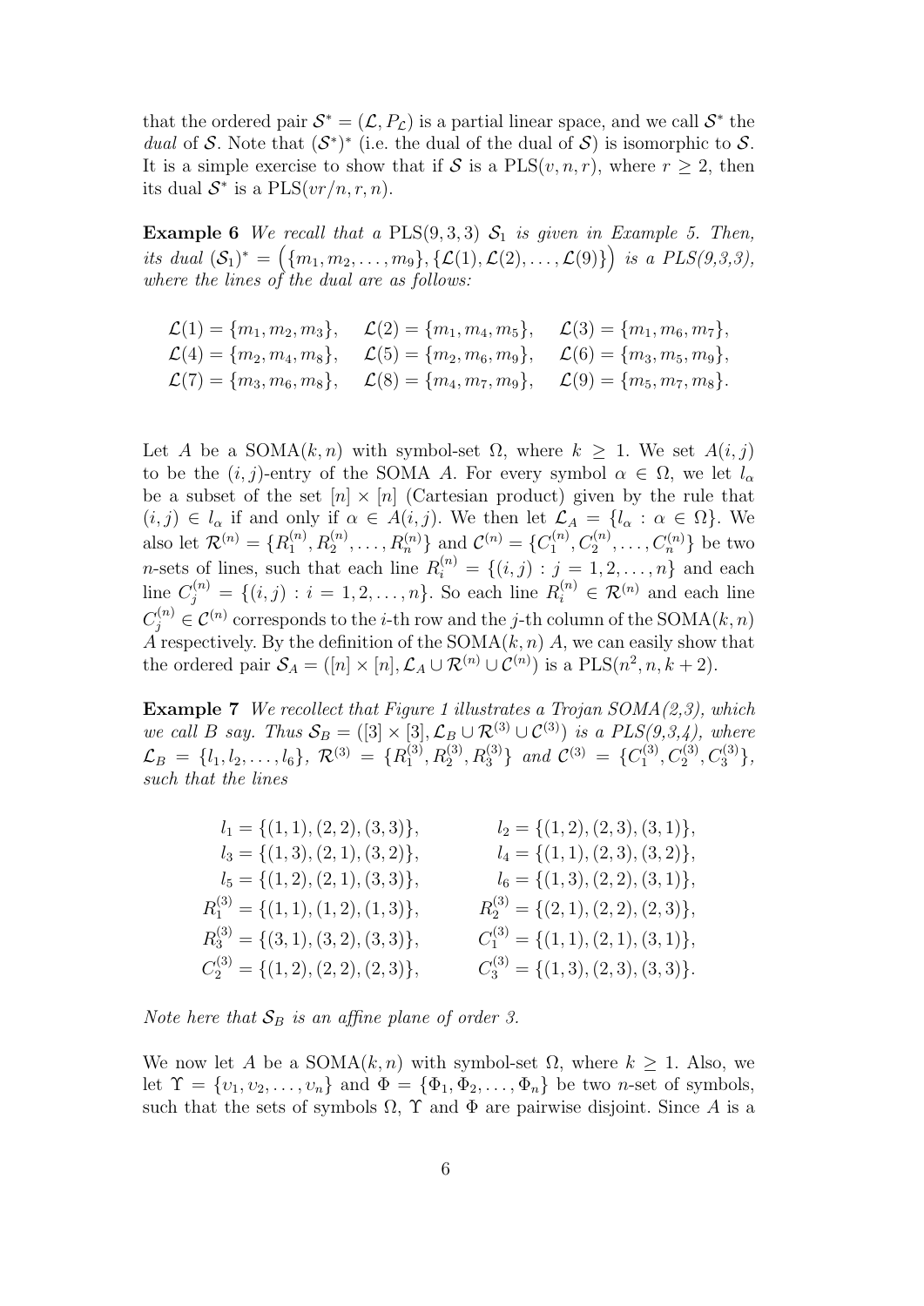that the ordered pair $\mathcal{S}^* = (\mathcal{L}, P_\mathcal{L})$ is a partial linear space, and we call $\mathcal{S}^*$ the *dual* of $\mathcal{S}$. Note that $(\mathcal{S}^*)^*$ (i.e. the dual of the dual of $\mathcal{S}$) is isomorphic to $\mathcal{S}$. It is a simple exercise to show that if $\mathcal{S}$ is a $\mathrm{PLS}(v, n, r)$, where $r \geq 2$, then its dual $\mathcal{S}^*$ is a $\mathrm{PLS}(vr/n, r, n)$.

**Example 6** *We recall that a* $\mathrm{PLS}(9, 3, 3)$ $\mathcal{S}_1$ *is given in Example 5. Then, its dual* $(\mathcal{S}_1)^* = \big(\{m_1, m_2, \ldots, m_9\}, \{\mathcal{L}(1), \mathcal{L}(2), \ldots, \mathcal{L}(9)\}\big)$ *is a PLS(9,3,3), where the lines of the dual are as follows:*

$$\begin{array}{lll}
\mathcal{L}(1) = \{m_1, m_2, m_3\}, & \mathcal{L}(2) = \{m_1, m_4, m_5\}, & \mathcal{L}(3) = \{m_1, m_6, m_7\}, \\
\mathcal{L}(4) = \{m_2, m_4, m_8\}, & \mathcal{L}(5) = \{m_2, m_6, m_9\}, & \mathcal{L}(6) = \{m_3, m_5, m_9\}, \\
\mathcal{L}(7) = \{m_3, m_6, m_8\}, & \mathcal{L}(8) = \{m_4, m_7, m_9\}, & \mathcal{L}(9) = \{m_5, m_7, m_8\}.
\end{array}$$

Let $A$ be a $\mathrm{SOMA}(k, n)$ with symbol-set $\Omega$, where $k \geq 1$. We set $A(i, j)$ to be the $(i, j)$-entry of the SOMA $A$. For every symbol $\alpha \in \Omega$, we let $l_\alpha$ be a subset of the set $[n] \times [n]$ (Cartesian product) given by the rule that $(i, j) \in l_\alpha$ if and only if $\alpha \in A(i, j)$. We then let $\mathcal{L}_A = \{l_\alpha : \alpha \in \Omega\}$. We also let $\mathcal{R}^{(n)} = \{R_1^{(n)}, R_2^{(n)}, \ldots, R_n^{(n)}\}$ and $\mathcal{C}^{(n)} = \{C_1^{(n)}, C_2^{(n)}, \ldots, C_n^{(n)}\}$ be two $n$-sets of lines, such that each line $R_i^{(n)} = \{(i, j) : j = 1, 2, \ldots, n\}$ and each line $C_j^{(n)} = \{(i, j) : i = 1, 2, \ldots, n\}$. So each line $R_i^{(n)} \in \mathcal{R}^{(n)}$ and each line $C_j^{(n)} \in \mathcal{C}^{(n)}$ corresponds to the $i$-th row and the $j$-th column of the $\mathrm{SOMA}(k, n)$ $A$ respectively. By the definition of the $\mathrm{SOMA}(k, n)$ $A$, we can easily show that the ordered pair $\mathcal{S}_A = ([n] \times [n], \mathcal{L}_A \cup \mathcal{R}^{(n)} \cup \mathcal{C}^{(n)})$ is a $\mathrm{PLS}(n^2, n, k + 2)$.

**Example 7** *We recollect that Figure 1 illustrates a Trojan SOMA(2,3), which we call* $B$ *say. Thus* $\mathcal{S}_B = ([3] \times [3], \mathcal{L}_B \cup \mathcal{R}^{(3)} \cup \mathcal{C}^{(3)})$ *is a PLS(9,3,4), where* $\mathcal{L}_B = \{l_1, l_2, \ldots, l_6\}$*,* $\mathcal{R}^{(3)} = \{R_1^{(3)}, R_2^{(3)}, R_3^{(3)}\}$ *and* $\mathcal{C}^{(3)} = \{C_1^{(3)}, C_2^{(3)}, C_3^{(3)}\}$*, such that the lines*

$$\begin{array}{ll}
l_1 = \{(1,1), (2,2), (3,3)\}, & l_2 = \{(1,2), (2,3), (3,1)\}, \\
l_3 = \{(1,3), (2,1), (3,2)\}, & l_4 = \{(1,1), (2,3), (3,2)\}, \\
l_5 = \{(1,2), (2,1), (3,3)\}, & l_6 = \{(1,3), (2,2), (3,1)\}, \\
R_1^{(3)} = \{(1,1), (1,2), (1,3)\}, & R_2^{(3)} = \{(2,1), (2,2), (2,3)\}, \\
R_3^{(3)} = \{(3,1), (3,2), (3,3)\}, & C_1^{(3)} = \{(1,1), (2,1), (3,1)\}, \\
C_2^{(3)} = \{(1,2), (2,2), (2,3)\}, & C_3^{(3)} = \{(1,3), (2,3), (3,3)\}.
\end{array}$$

*Note here that* $\mathcal{S}_B$ *is an affine plane of order 3.*

We now let $A$ be a $\mathrm{SOMA}(k, n)$ with symbol-set $\Omega$, where $k \geq 1$. Also, we let $\Upsilon = \{\upsilon_1, \upsilon_2, \ldots, \upsilon_n\}$ and $\Phi = \{\Phi_1, \Phi_2, \ldots, \Phi_n\}$ be two $n$-set of symbols, such that the sets of symbols $\Omega$, $\Upsilon$ and $\Phi$ are pairwise disjoint. Since $A$ is a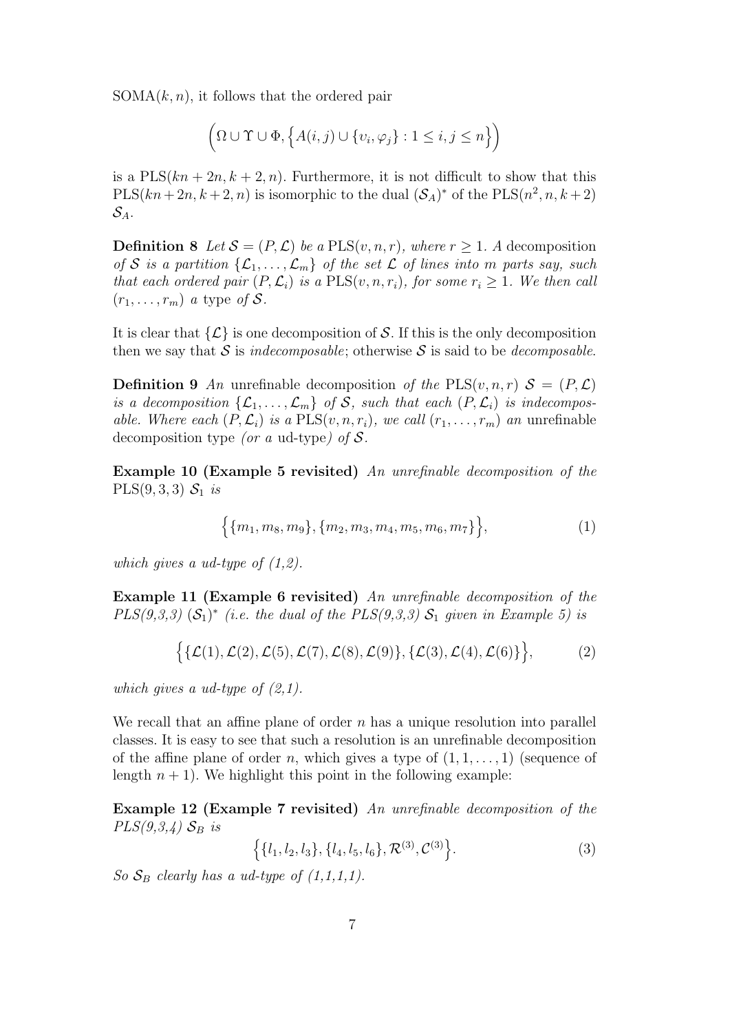SOMA$(k, n)$, it follows that the ordered pair

$$\Big(\Omega \cup \Upsilon \cup \Phi, \Big\{A(i,j) \cup \{\upsilon_i, \varphi_j\} : 1 \leq i, j \leq n\Big\}\Big)$$

is a PLS$(kn + 2n, k + 2, n)$. Furthermore, it is not difficult to show that this PLS$(kn + 2n, k + 2, n)$ is isomorphic to the dual $(\mathcal{S}_A)^*$ of the PLS$(n^2, n, k + 2)$ $\mathcal{S}_A$.

**Definition 8** *Let $\mathcal{S} = (P, \mathcal{L})$ be a* PLS$(v, n, r)$*, where $r \geq 1$. A* decomposition *of $\mathcal{S}$ is a partition $\{\mathcal{L}_1, \ldots, \mathcal{L}_m\}$ of the set $\mathcal{L}$ of lines into $m$ parts say, such that each ordered pair $(P, \mathcal{L}_i)$ is a* PLS$(v, n, r_i)$*, for some $r_i \geq 1$. We then call $(r_1, \ldots, r_m)$ a* type *of $\mathcal{S}$.*

It is clear that $\{\mathcal{L}\}$ is one decomposition of $\mathcal{S}$. If this is the only decomposition then we say that $\mathcal{S}$ is *indecomposable*; otherwise $\mathcal{S}$ is said to be *decomposable*.

**Definition 9** *An* unrefinable decomposition *of the* PLS$(v, n, r)$ $\mathcal{S} = (P, \mathcal{L})$ *is a decomposition $\{\mathcal{L}_1, \ldots, \mathcal{L}_m\}$ of $\mathcal{S}$, such that each $(P, \mathcal{L}_i)$ is indecomposable. Where each $(P, \mathcal{L}_i)$ is a* PLS$(v, n, r_i)$*, we call $(r_1, \ldots, r_m)$ an* unrefinable decomposition type *(or a* ud-type*) of $\mathcal{S}$.*

**Example 10 (Example 5 revisited)** *An unrefinable decomposition of the* PLS$(9, 3, 3)$ $\mathcal{S}_1$ *is*

$$\Big\{\{m_1, m_8, m_9\}, \{m_2, m_3, m_4, m_5, m_6, m_7\}\Big\}, \tag{1}$$

*which gives a ud-type of (1,2).*

**Example 11 (Example 6 revisited)** *An unrefinable decomposition of the PLS(9,3,3) $(\mathcal{S}_1)^*$ (i.e. the dual of the PLS(9,3,3) $\mathcal{S}_1$ given in Example 5) is*

$$\Big\{\{\mathcal{L}(1), \mathcal{L}(2), \mathcal{L}(5), \mathcal{L}(7), \mathcal{L}(8), \mathcal{L}(9)\}, \{\mathcal{L}(3), \mathcal{L}(4), \mathcal{L}(6)\}\Big\}, \tag{2}$$

*which gives a ud-type of (2,1).*

We recall that an affine plane of order $n$ has a unique resolution into parallel classes. It is easy to see that such a resolution is an unrefinable decomposition of the affine plane of order $n$, which gives a type of $(1, 1, \ldots, 1)$ (sequence of length $n + 1$). We highlight this point in the following example:

**Example 12 (Example 7 revisited)** *An unrefinable decomposition of the PLS(9,3,4) $\mathcal{S}_B$ is*

$$\Big\{\{l_1, l_2, l_3\}, \{l_4, l_5, l_6\}, \mathcal{R}^{(3)}, \mathcal{C}^{(3)}\Big\}. \tag{3}$$

*So $\mathcal{S}_B$ clearly has a ud-type of (1,1,1,1).*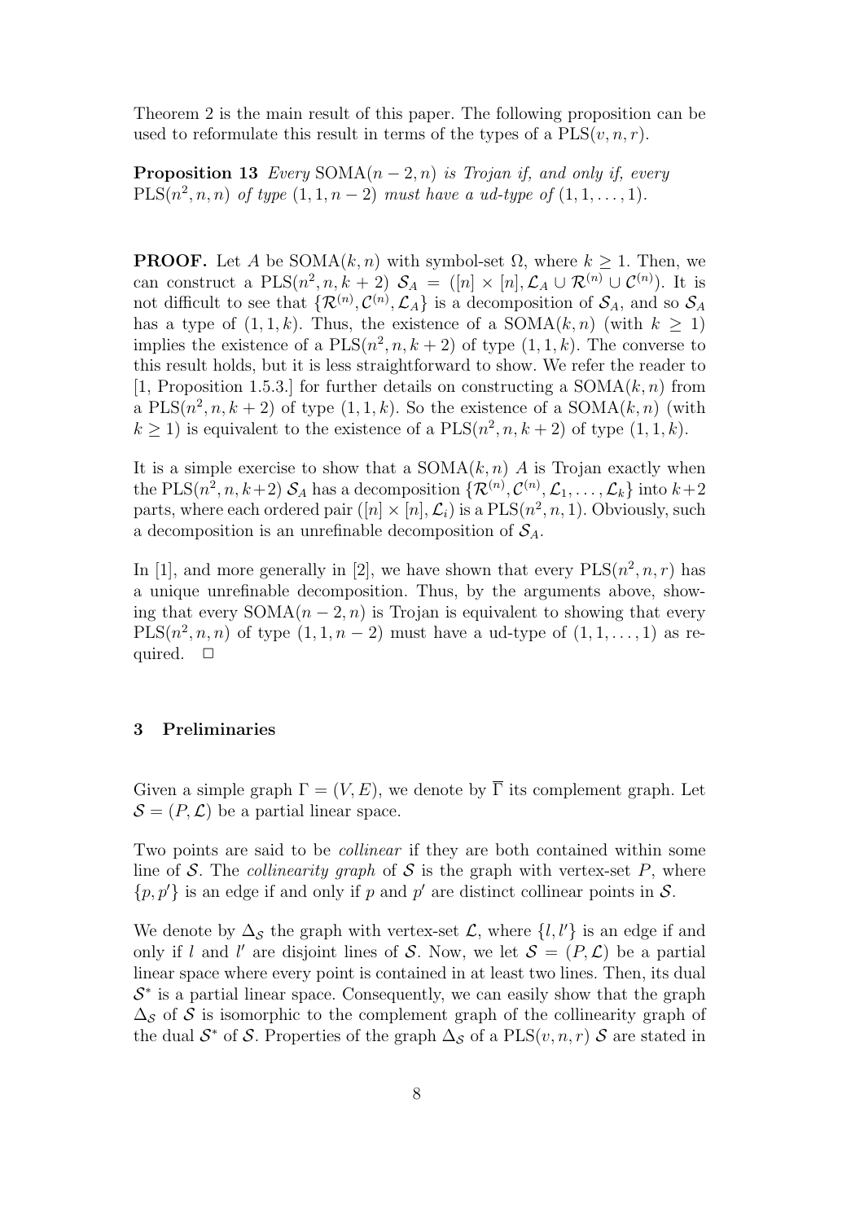Theorem 2 is the main result of this paper. The following proposition can be used to reformulate this result in terms of the types of a $\mathrm{PLS}(v, n, r)$.

**Proposition 13** *Every* $\mathrm{SOMA}(n-2, n)$ *is Trojan if, and only if, every* $\mathrm{PLS}(n^2, n, n)$ *of type* $(1, 1, n-2)$ *must have a ud-type of* $(1, 1, \ldots, 1)$.

**PROOF.** Let $A$ be $\mathrm{SOMA}(k, n)$ with symbol-set $\Omega$, where $k \geq 1$. Then, we can construct a $\mathrm{PLS}(n^2, n, k+2)$ $\mathcal{S}_A = ([n] \times [n], \mathcal{L}_A \cup \mathcal{R}^{(n)} \cup \mathcal{C}^{(n)})$. It is not difficult to see that $\{\mathcal{R}^{(n)}, \mathcal{C}^{(n)}, \mathcal{L}_A\}$ is a decomposition of $\mathcal{S}_A$, and so $\mathcal{S}_A$ has a type of $(1, 1, k)$. Thus, the existence of a $\mathrm{SOMA}(k, n)$ (with $k \geq 1$) implies the existence of a $\mathrm{PLS}(n^2, n, k+2)$ of type $(1, 1, k)$. The converse to this result holds, but it is less straightforward to show. We refer the reader to [1, Proposition 1.5.3.] for further details on constructing a $\mathrm{SOMA}(k, n)$ from a $\mathrm{PLS}(n^2, n, k+2)$ of type $(1, 1, k)$. So the existence of a $\mathrm{SOMA}(k, n)$ (with $k \geq 1$) is equivalent to the existence of a $\mathrm{PLS}(n^2, n, k+2)$ of type $(1, 1, k)$.

It is a simple exercise to show that a $\mathrm{SOMA}(k, n)$ $A$ is Trojan exactly when the $\mathrm{PLS}(n^2, n, k+2)$ $\mathcal{S}_A$ has a decomposition $\{\mathcal{R}^{(n)}, \mathcal{C}^{(n)}, \mathcal{L}_1, \ldots, \mathcal{L}_k\}$ into $k+2$ parts, where each ordered pair $([n] \times [n], \mathcal{L}_i)$ is a $\mathrm{PLS}(n^2, n, 1)$. Obviously, such a decomposition is an unrefinable decomposition of $\mathcal{S}_A$.

In [1], and more generally in [2], we have shown that every $\mathrm{PLS}(n^2, n, r)$ has a unique unrefinable decomposition. Thus, by the arguments above, showing that every $\mathrm{SOMA}(n-2, n)$ is Trojan is equivalent to showing that every $\mathrm{PLS}(n^2, n, n)$ of type $(1, 1, n-2)$ must have a ud-type of $(1, 1, \ldots, 1)$ as required. $\square$

## 3 Preliminaries

Given a simple graph $\Gamma = (V, E)$, we denote by $\overline{\Gamma}$ its complement graph. Let $\mathcal{S} = (P, \mathcal{L})$ be a partial linear space.

Two points are said to be *collinear* if they are both contained within some line of $\mathcal{S}$. The *collinearity graph* of $\mathcal{S}$ is the graph with vertex-set $P$, where $\{p, p'\}$ is an edge if and only if $p$ and $p'$ are distinct collinear points in $\mathcal{S}$.

We denote by $\Delta_{\mathcal{S}}$ the graph with vertex-set $\mathcal{L}$, where $\{l, l'\}$ is an edge if and only if $l$ and $l'$ are disjoint lines of $\mathcal{S}$. Now, we let $\mathcal{S} = (P, \mathcal{L})$ be a partial linear space where every point is contained in at least two lines. Then, its dual $\mathcal{S}^*$ is a partial linear space. Consequently, we can easily show that the graph $\Delta_{\mathcal{S}}$ of $\mathcal{S}$ is isomorphic to the complement graph of the collinearity graph of the dual $\mathcal{S}^*$ of $\mathcal{S}$. Properties of the graph $\Delta_{\mathcal{S}}$ of a $\mathrm{PLS}(v, n, r)$ $\mathcal{S}$ are stated in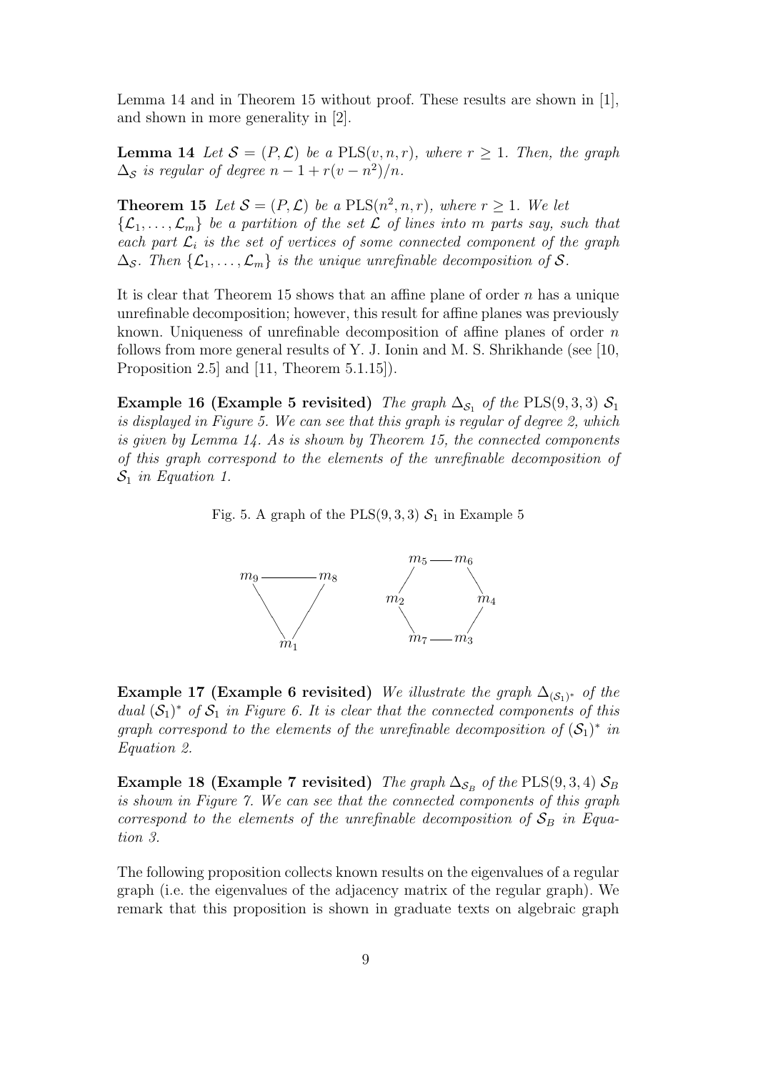Lemma 14 and in Theorem 15 without proof. These results are shown in [1], and shown in more generality in [2].

**Lemma 14** *Let $\mathcal{S} = (P, \mathcal{L})$ be a $\mathrm{PLS}(v, n, r)$, where $r \geq 1$. Then, the graph $\Delta_{\mathcal{S}}$ is regular of degree $n - 1 + r(v - n^2)/n$.*

**Theorem 15** *Let $\mathcal{S} = (P, \mathcal{L})$ be a $\mathrm{PLS}(n^2, n, r)$, where $r \geq 1$. We let $\{\mathcal{L}_1, \dots, \mathcal{L}_m\}$ be a partition of the set $\mathcal{L}$ of lines into $m$ parts say, such that each part $\mathcal{L}_i$ is the set of vertices of some connected component of the graph $\Delta_{\mathcal{S}}$. Then $\{\mathcal{L}_1, \dots, \mathcal{L}_m\}$ is the unique unrefinable decomposition of $\mathcal{S}$.*

It is clear that Theorem 15 shows that an affine plane of order $n$ has a unique unrefinable decomposition; however, this result for affine planes was previously known. Uniqueness of unrefinable decomposition of affine planes of order $n$ follows from more general results of Y. J. Ionin and M. S. Shrikhande (see [10, Proposition 2.5] and [11, Theorem 5.1.15]).

**Example 16 (Example 5 revisited)** *The graph $\Delta_{\mathcal{S}_1}$ of the $\mathrm{PLS}(9, 3, 3)$ $\mathcal{S}_1$ is displayed in Figure 5. We can see that this graph is regular of degree 2, which is given by Lemma 14. As is shown by Theorem 15, the connected components of this graph correspond to the elements of the unrefinable decomposition of $\mathcal{S}_1$ in Equation 1.*

Fig. 5. A graph of the $\mathrm{PLS}(9, 3, 3)$ $\mathcal{S}_1$ in Example 5

**Example 17 (Example 6 revisited)** *We illustrate the graph $\Delta_{(\mathcal{S}_1)^*}$ of the dual $(\mathcal{S}_1)^*$ of $\mathcal{S}_1$ in Figure 6. It is clear that the connected components of this graph correspond to the elements of the unrefinable decomposition of $(\mathcal{S}_1)^*$ in Equation 2.*

**Example 18 (Example 7 revisited)** *The graph $\Delta_{\mathcal{S}_B}$ of the $\mathrm{PLS}(9, 3, 4)$ $\mathcal{S}_B$ is shown in Figure 7. We can see that the connected components of this graph correspond to the elements of the unrefinable decomposition of $\mathcal{S}_B$ in Equation 3.*

The following proposition collects known results on the eigenvalues of a regular graph (i.e. the eigenvalues of the adjacency matrix of the regular graph). We remark that this proposition is shown in graduate texts on algebraic graph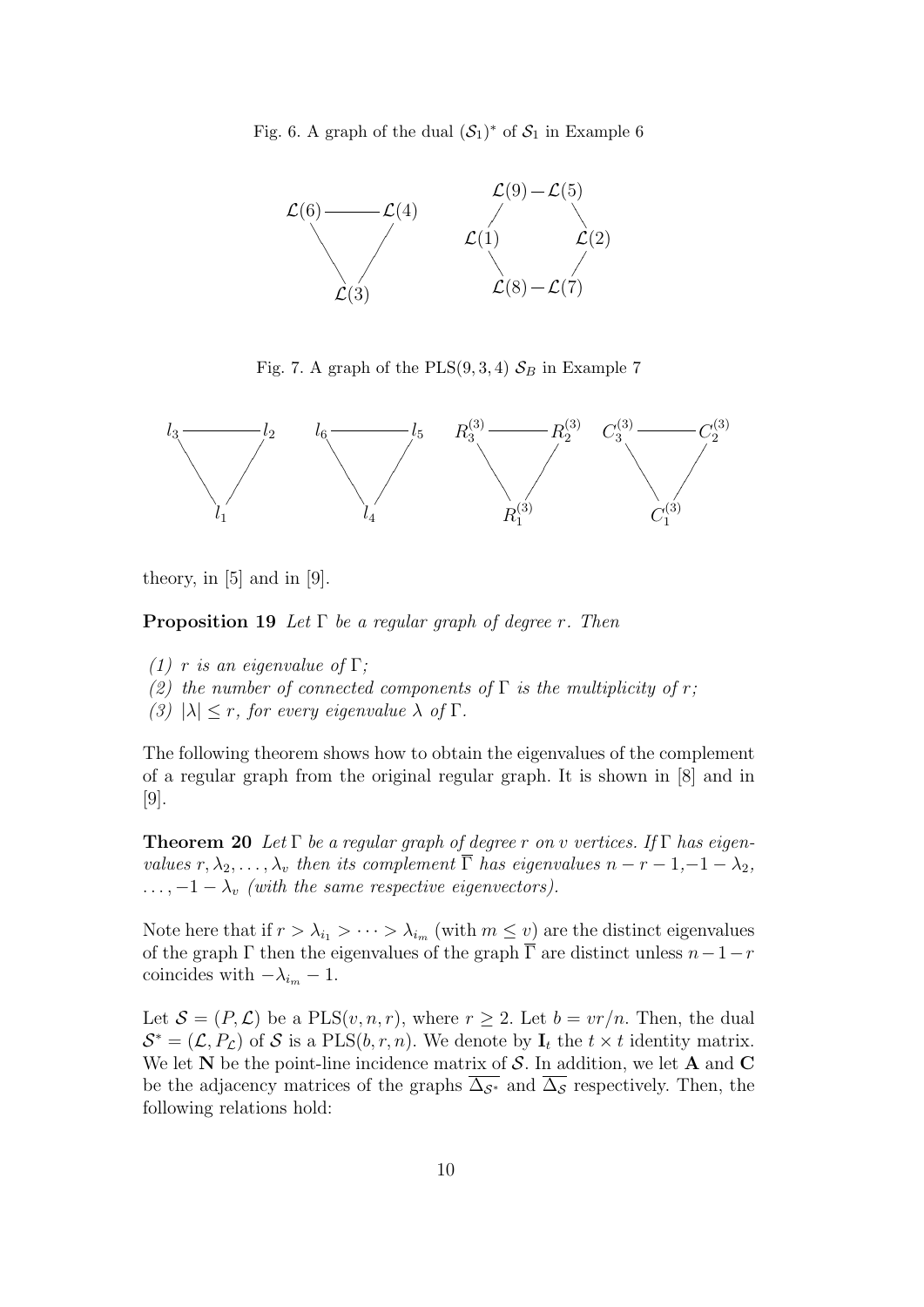Fig. 6. A graph of the dual $(\mathcal{S}_1)^*$ of $\mathcal{S}_1$ in Example 6

Fig. 7. A graph of the PLS$(9, 3, 4)$ $\mathcal{S}_B$ in Example 7

theory, in [5] and in [9].

**Proposition 19** *Let $\Gamma$ be a regular graph of degree $r$. Then*

*(1) $r$ is an eigenvalue of $\Gamma$;*
*(2) the number of connected components of $\Gamma$ is the multiplicity of $r$;*
*(3) $|\lambda| \leq r$, for every eigenvalue $\lambda$ of $\Gamma$.*

The following theorem shows how to obtain the eigenvalues of the complement of a regular graph from the original regular graph. It is shown in [8] and in [9].

**Theorem 20** *Let $\Gamma$ be a regular graph of degree $r$ on $v$ vertices. If $\Gamma$ has eigenvalues $r, \lambda_2, \ldots, \lambda_v$ then its complement $\overline{\Gamma}$ has eigenvalues $n - r - 1$,$-1 - \lambda_2$, $\ldots, -1 - \lambda_v$ (with the same respective eigenvectors).*

Note here that if $r > \lambda_{i_1} > \cdots > \lambda_{i_m}$ (with $m \leq v$) are the distinct eigenvalues of the graph $\Gamma$ then the eigenvalues of the graph $\overline{\Gamma}$ are distinct unless $n-1-r$ coincides with $-\lambda_{i_m} - 1$.

Let $\mathcal{S} = (P, \mathcal{L})$ be a PLS$(v, n, r)$, where $r \geq 2$. Let $b = vr/n$. Then, the dual $\mathcal{S}^* = (\mathcal{L}, P_{\mathcal{L}})$ of $\mathcal{S}$ is a PLS$(b, r, n)$. We denote by $\mathbf{I}_t$ the $t \times t$ identity matrix. We let $\mathbf{N}$ be the point-line incidence matrix of $\mathcal{S}$. In addition, we let $\mathbf{A}$ and $\mathbf{C}$ be the adjacency matrices of the graphs $\overline{\Delta_{\mathcal{S}^*}}$ and $\overline{\Delta_{\mathcal{S}}}$ respectively. Then, the following relations hold: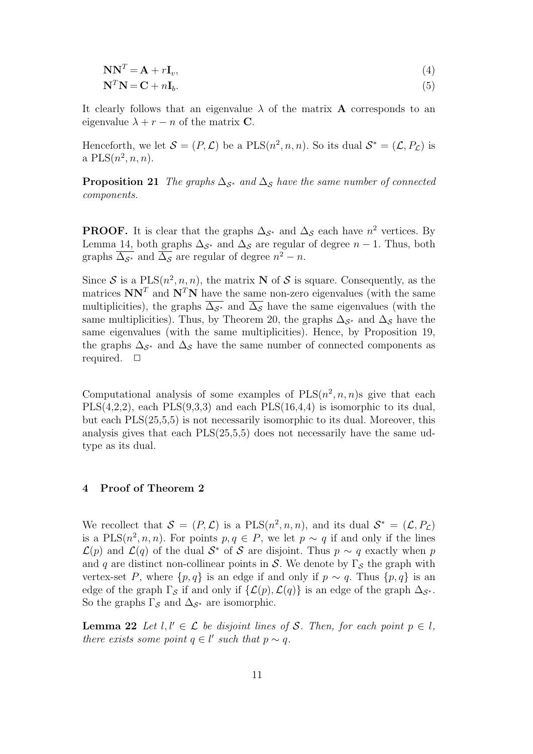$$\mathbf{N}\mathbf{N}^T = \mathbf{A} + r\mathbf{I}_v, \tag{4}$$

$$\mathbf{N}^T\mathbf{N} = \mathbf{C} + n\mathbf{I}_b. \tag{5}$$

It clearly follows that an eigenvalue $\lambda$ of the matrix $\mathbf{A}$ corresponds to an eigenvalue $\lambda + r - n$ of the matrix $\mathbf{C}$.

Henceforth, we let $\mathcal{S} = (P, \mathcal{L})$ be a PLS$(n^2, n, n)$. So its dual $\mathcal{S}^* = (\mathcal{L}, P_{\mathcal{L}})$ is a PLS$(n^2, n, n)$.

**Proposition 21** *The graphs $\Delta_{\mathcal{S}^*}$ and $\Delta_{\mathcal{S}}$ have the same number of connected components.*

**PROOF.** It is clear that the graphs $\Delta_{\mathcal{S}^*}$ and $\Delta_{\mathcal{S}}$ each have $n^2$ vertices. By Lemma 14, both graphs $\Delta_{\mathcal{S}^*}$ and $\Delta_{\mathcal{S}}$ are regular of degree $n - 1$. Thus, both graphs $\overline{\Delta_{\mathcal{S}^*}}$ and $\overline{\Delta_{\mathcal{S}}}$ are regular of degree $n^2 - n$.

Since $\mathcal{S}$ is a PLS$(n^2, n, n)$, the matrix $\mathbf{N}$ of $\mathcal{S}$ is square. Consequently, as the matrices $\mathbf{N}\mathbf{N}^T$ and $\mathbf{N}^T\mathbf{N}$ have the same non-zero eigenvalues (with the same multiplicities), the graphs $\overline{\Delta_{\mathcal{S}^*}}$ and $\overline{\Delta_{\mathcal{S}}}$ have the same eigenvalues (with the same multiplicities). Thus, by Theorem 20, the graphs $\Delta_{\mathcal{S}^*}$ and $\Delta_{\mathcal{S}}$ have the same eigenvalues (with the same multiplicities). Hence, by Proposition 19, the graphs $\Delta_{\mathcal{S}^*}$ and $\Delta_{\mathcal{S}}$ have the same number of connected components as required. $\square$

Computational analysis of some examples of PLS$(n^2, n, n)$s give that each PLS(4,2,2), each PLS(9,3,3) and each PLS(16,4,4) is isomorphic to its dual, but each PLS(25,5,5) is not necessarily isomorphic to its dual. Moreover, this analysis gives that each PLS(25,5,5) does not necessarily have the same ud-type as its dual.

## 4 Proof of Theorem 2

We recollect that $\mathcal{S} = (P, \mathcal{L})$ is a PLS$(n^2, n, n)$, and its dual $\mathcal{S}^* = (\mathcal{L}, P_{\mathcal{L}})$ is a PLS$(n^2, n, n)$. For points $p, q \in P$, we let $p \sim q$ if and only if the lines $\mathcal{L}(p)$ and $\mathcal{L}(q)$ of the dual $\mathcal{S}^*$ of $\mathcal{S}$ are disjoint. Thus $p \sim q$ exactly when $p$ and $q$ are distinct non-collinear points in $\mathcal{S}$. We denote by $\Gamma_{\mathcal{S}}$ the graph with vertex-set $P$, where $\{p, q\}$ is an edge if and only if $p \sim q$. Thus $\{p, q\}$ is an edge of the graph $\Gamma_{\mathcal{S}}$ if and only if $\{\mathcal{L}(p), \mathcal{L}(q)\}$ is an edge of the graph $\Delta_{\mathcal{S}^*}$. So the graphs $\Gamma_{\mathcal{S}}$ and $\Delta_{\mathcal{S}^*}$ are isomorphic.

**Lemma 22** *Let $l, l' \in \mathcal{L}$ be disjoint lines of $\mathcal{S}$. Then, for each point $p \in l$, there exists some point $q \in l'$ such that $p \sim q$.*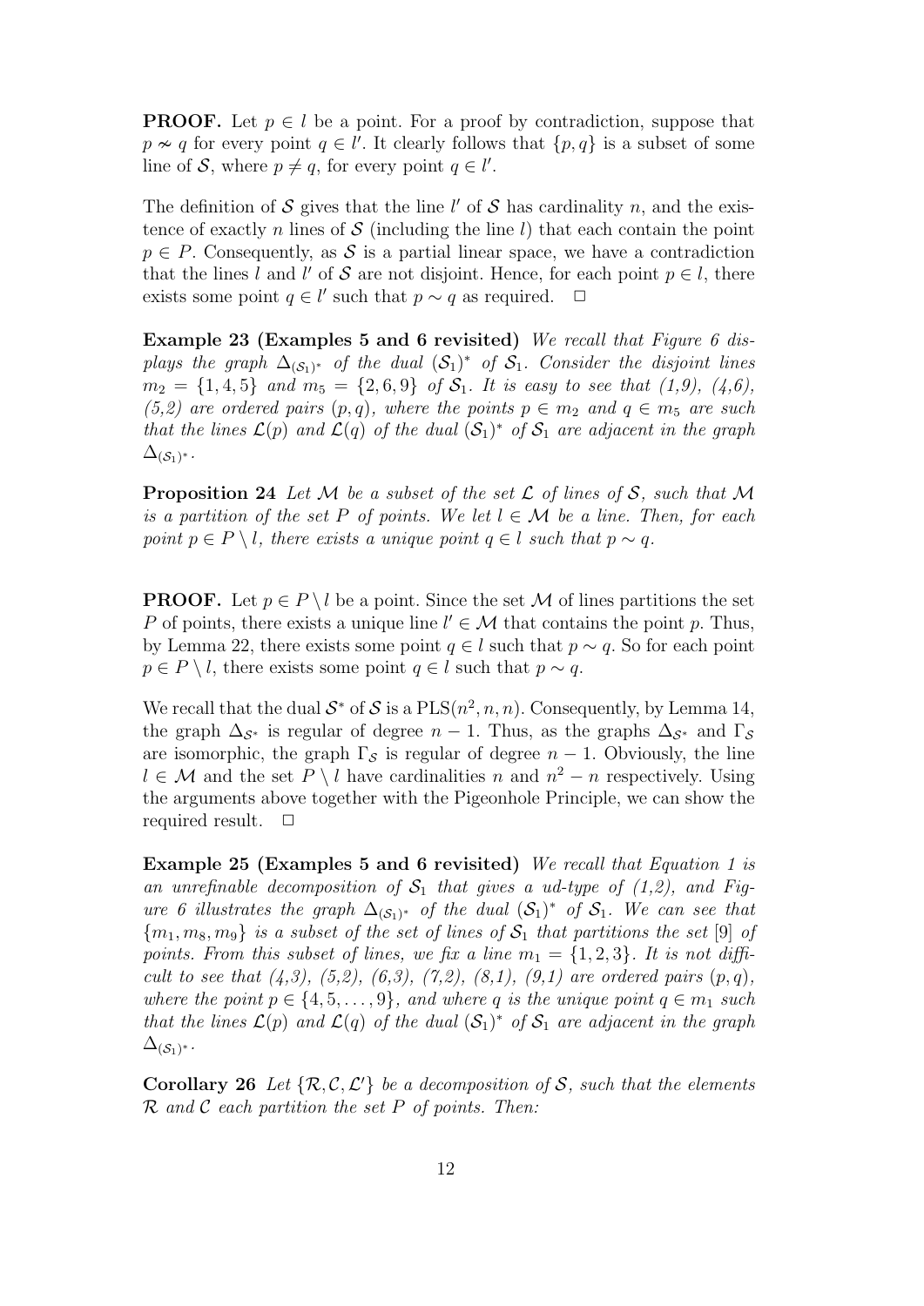**PROOF.** Let $p \in l$ be a point. For a proof by contradiction, suppose that $p \nsim q$ for every point $q \in l'$. It clearly follows that $\{p, q\}$ is a subset of some line of $\mathcal{S}$, where $p \neq q$, for every point $q \in l'$.

The definition of $\mathcal{S}$ gives that the line $l'$ of $\mathcal{S}$ has cardinality $n$, and the existence of exactly $n$ lines of $\mathcal{S}$ (including the line $l$) that each contain the point $p \in P$. Consequently, as $\mathcal{S}$ is a partial linear space, we have a contradiction that the lines $l$ and $l'$ of $\mathcal{S}$ are not disjoint. Hence, for each point $p \in l$, there exists some point $q \in l'$ such that $p \sim q$ as required. $\square$

**Example 23 (Examples 5 and 6 revisited)** *We recall that Figure 6 displays the graph $\Delta_{(\mathcal{S}_1)^*}$ of the dual $(\mathcal{S}_1)^*$ of $\mathcal{S}_1$. Consider the disjoint lines $m_2 = \{1, 4, 5\}$ and $m_5 = \{2, 6, 9\}$ of $\mathcal{S}_1$. It is easy to see that (1,9), (4,6), (5,2) are ordered pairs $(p, q)$, where the points $p \in m_2$ and $q \in m_5$ are such that the lines $\mathcal{L}(p)$ and $\mathcal{L}(q)$ of the dual $(\mathcal{S}_1)^*$ of $\mathcal{S}_1$ are adjacent in the graph $\Delta_{(\mathcal{S}_1)^*}$.*

**Proposition 24** *Let $\mathcal{M}$ be a subset of the set $\mathcal{L}$ of lines of $\mathcal{S}$, such that $\mathcal{M}$ is a partition of the set $P$ of points. We let $l \in \mathcal{M}$ be a line. Then, for each point $p \in P \setminus l$, there exists a unique point $q \in l$ such that $p \sim q$.*

**PROOF.** Let $p \in P \setminus l$ be a point. Since the set $\mathcal{M}$ of lines partitions the set $P$ of points, there exists a unique line $l' \in \mathcal{M}$ that contains the point $p$. Thus, by Lemma 22, there exists some point $q \in l$ such that $p \sim q$. So for each point $p \in P \setminus l$, there exists some point $q \in l$ such that $p \sim q$.

We recall that the dual $\mathcal{S}^*$ of $\mathcal{S}$ is a $\mathrm{PLS}(n^2, n, n)$. Consequently, by Lemma 14, the graph $\Delta_{\mathcal{S}^*}$ is regular of degree $n - 1$. Thus, as the graphs $\Delta_{\mathcal{S}^*}$ and $\Gamma_{\mathcal{S}}$ are isomorphic, the graph $\Gamma_{\mathcal{S}}$ is regular of degree $n - 1$. Obviously, the line $l \in \mathcal{M}$ and the set $P \setminus l$ have cardinalities $n$ and $n^2 - n$ respectively. Using the arguments above together with the Pigeonhole Principle, we can show the required result. $\square$

**Example 25 (Examples 5 and 6 revisited)** *We recall that Equation 1 is an unrefinable decomposition of $\mathcal{S}_1$ that gives a ud-type of (1,2), and Figure 6 illustrates the graph $\Delta_{(\mathcal{S}_1)^*}$ of the dual $(\mathcal{S}_1)^*$ of $\mathcal{S}_1$. We can see that $\{m_1, m_8, m_9\}$ is a subset of the set of lines of $\mathcal{S}_1$ that partitions the set $[9]$ of points. From this subset of lines, we fix a line $m_1 = \{1, 2, 3\}$. It is not difficult to see that (4,3), (5,2), (6,3), (7,2), (8,1), (9,1) are ordered pairs $(p, q)$, where the point $p \in \{4, 5, \ldots, 9\}$, and where $q$ is the unique point $q \in m_1$ such that the lines $\mathcal{L}(p)$ and $\mathcal{L}(q)$ of the dual $(\mathcal{S}_1)^*$ of $\mathcal{S}_1$ are adjacent in the graph $\Delta_{(\mathcal{S}_1)^*}$.*

**Corollary 26** *Let $\{\mathcal{R}, \mathcal{C}, \mathcal{L}'\}$ be a decomposition of $\mathcal{S}$, such that the elements $\mathcal{R}$ and $\mathcal{C}$ each partition the set $P$ of points. Then:*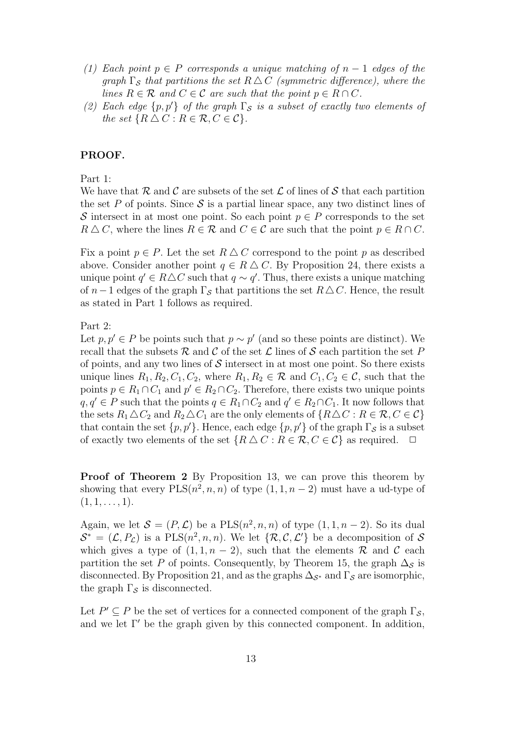*(1) Each point $p \in P$ corresponds a unique matching of $n-1$ edges of the graph $\Gamma_{\mathcal{S}}$ that partitions the set $R \triangle C$ (symmetric difference), where the lines $R \in \mathcal{R}$ and $C \in \mathcal{C}$ are such that the point $p \in R \cap C$.*

*(2) Each edge $\{p, p'\}$ of the graph $\Gamma_{\mathcal{S}}$ is a subset of exactly two elements of the set $\{R \triangle C : R \in \mathcal{R}, C \in \mathcal{C}\}$.*

**PROOF.**

Part 1:
We have that $\mathcal{R}$ and $\mathcal{C}$ are subsets of the set $\mathcal{L}$ of lines of $\mathcal{S}$ that each partition the set $P$ of points. Since $\mathcal{S}$ is a partial linear space, any two distinct lines of $\mathcal{S}$ intersect in at most one point. So each point $p \in P$ corresponds to the set $R \triangle C$, where the lines $R \in \mathcal{R}$ and $C \in \mathcal{C}$ are such that the point $p \in R \cap C$.

Fix a point $p \in P$. Let the set $R \triangle C$ correspond to the point $p$ as described above. Consider another point $q \in R \triangle C$. By Proposition 24, there exists a unique point $q' \in R \triangle C$ such that $q \sim q'$. Thus, there exists a unique matching of $n-1$ edges of the graph $\Gamma_{\mathcal{S}}$ that partitions the set $R \triangle C$. Hence, the result as stated in Part 1 follows as required.

Part 2:
Let $p, p' \in P$ be points such that $p \sim p'$ (and so these points are distinct). We recall that the subsets $\mathcal{R}$ and $\mathcal{C}$ of the set $\mathcal{L}$ lines of $\mathcal{S}$ each partition the set $P$ of points, and any two lines of $\mathcal{S}$ intersect in at most one point. So there exists unique lines $R_1, R_2, C_1, C_2$, where $R_1, R_2 \in \mathcal{R}$ and $C_1, C_2 \in \mathcal{C}$, such that the points $p \in R_1 \cap C_1$ and $p' \in R_2 \cap C_2$. Therefore, there exists two unique points $q, q' \in P$ such that the points $q \in R_1 \cap C_2$ and $q' \in R_2 \cap C_1$. It now follows that the sets $R_1 \triangle C_2$ and $R_2 \triangle C_1$ are the only elements of $\{R \triangle C : R \in \mathcal{R}, C \in \mathcal{C}\}$ that contain the set $\{p, p'\}$. Hence, each edge $\{p, p'\}$ of the graph $\Gamma_{\mathcal{S}}$ is a subset of exactly two elements of the set $\{R \triangle C : R \in \mathcal{R}, C \in \mathcal{C}\}$ as required. $\square$

**Proof of Theorem 2** By Proposition 13, we can prove this theorem by showing that every $\mathrm{PLS}(n^2, n, n)$ of type $(1, 1, n-2)$ must have a ud-type of $(1, 1, \ldots, 1)$.

Again, we let $\mathcal{S} = (P, \mathcal{L})$ be a $\mathrm{PLS}(n^2, n, n)$ of type $(1, 1, n-2)$. So its dual $\mathcal{S}^* = (\mathcal{L}, P_{\mathcal{L}})$ is a $\mathrm{PLS}(n^2, n, n)$. We let $\{\mathcal{R}, \mathcal{C}, \mathcal{L}'\}$ be a decomposition of $\mathcal{S}$ which gives a type of $(1, 1, n-2)$, such that the elements $\mathcal{R}$ and $\mathcal{C}$ each partition the set $P$ of points. Consequently, by Theorem 15, the graph $\Delta_{\mathcal{S}}$ is disconnected. By Proposition 21, and as the graphs $\Delta_{\mathcal{S}^*}$ and $\Gamma_{\mathcal{S}}$ are isomorphic, the graph $\Gamma_{\mathcal{S}}$ is disconnected.

Let $P' \subseteq P$ be the set of vertices for a connected component of the graph $\Gamma_{\mathcal{S}}$, and we let $\Gamma'$ be the graph given by this connected component. In addition,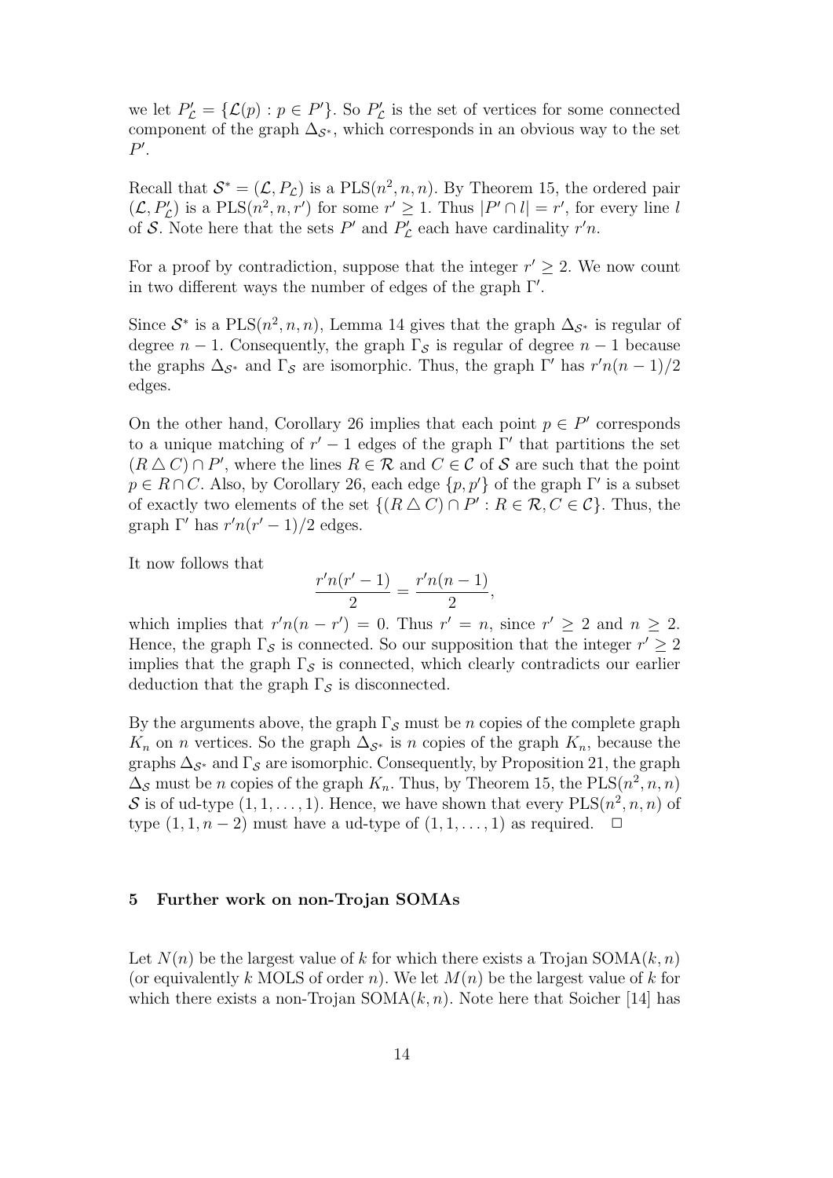we let $P'_{\mathcal{L}} = \{\mathcal{L}(p) : p \in P'\}$. So $P'_{\mathcal{L}}$ is the set of vertices for some connected component of the graph $\Delta_{\mathcal{S}^*}$, which corresponds in an obvious way to the set $P'$.

Recall that $\mathcal{S}^* = (\mathcal{L}, P_{\mathcal{L}})$ is a $\text{PLS}(n^2, n, n)$. By Theorem 15, the ordered pair $(\mathcal{L}, P'_{\mathcal{L}})$ is a $\text{PLS}(n^2, n, r')$ for some $r' \geq 1$. Thus $|P' \cap l| = r'$, for every line $l$ of $\mathcal{S}$. Note here that the sets $P'$ and $P'_{\mathcal{L}}$ each have cardinality $r'n$.

For a proof by contradiction, suppose that the integer $r' \geq 2$. We now count in two different ways the number of edges of the graph $\Gamma'$.

Since $\mathcal{S}^*$ is a $\text{PLS}(n^2, n, n)$, Lemma 14 gives that the graph $\Delta_{\mathcal{S}^*}$ is regular of degree $n-1$. Consequently, the graph $\Gamma_{\mathcal{S}}$ is regular of degree $n-1$ because the graphs $\Delta_{\mathcal{S}^*}$ and $\Gamma_{\mathcal{S}}$ are isomorphic. Thus, the graph $\Gamma'$ has $r'n(n-1)/2$ edges.

On the other hand, Corollary 26 implies that each point $p \in P'$ corresponds to a unique matching of $r'-1$ edges of the graph $\Gamma'$ that partitions the set $(R \triangle C) \cap P'$, where the lines $R \in \mathcal{R}$ and $C \in \mathcal{C}$ of $\mathcal{S}$ are such that the point $p \in R \cap C$. Also, by Corollary 26, each edge $\{p, p'\}$ of the graph $\Gamma'$ is a subset of exactly two elements of the set $\{(R \triangle C) \cap P' : R \in \mathcal{R}, C \in \mathcal{C}\}$. Thus, the graph $\Gamma'$ has $r'n(r'-1)/2$ edges.

It now follows that

$$\frac{r'n(r'-1)}{2} = \frac{r'n(n-1)}{2},$$

which implies that $r'n(n-r') = 0$. Thus $r' = n$, since $r' \geq 2$ and $n \geq 2$. Hence, the graph $\Gamma_{\mathcal{S}}$ is connected. So our supposition that the integer $r' \geq 2$ implies that the graph $\Gamma_{\mathcal{S}}$ is connected, which clearly contradicts our earlier deduction that the graph $\Gamma_{\mathcal{S}}$ is disconnected.

By the arguments above, the graph $\Gamma_{\mathcal{S}}$ must be $n$ copies of the complete graph $K_n$ on $n$ vertices. So the graph $\Delta_{\mathcal{S}^*}$ is $n$ copies of the graph $K_n$, because the graphs $\Delta_{\mathcal{S}^*}$ and $\Gamma_{\mathcal{S}}$ are isomorphic. Consequently, by Proposition 21, the graph $\Delta_{\mathcal{S}}$ must be $n$ copies of the graph $K_n$. Thus, by Theorem 15, the $\text{PLS}(n^2, n, n)$ $\mathcal{S}$ is of ud-type $(1, 1, \ldots, 1)$. Hence, we have shown that every $\text{PLS}(n^2, n, n)$ of type $(1, 1, n-2)$ must have a ud-type of $(1, 1, \ldots, 1)$ as required. $\square$

## 5 Further work on non-Trojan SOMAs

Let $N(n)$ be the largest value of $k$ for which there exists a Trojan $\text{SOMA}(k, n)$ (or equivalently $k$ MOLS of order $n$). We let $M(n)$ be the largest value of $k$ for which there exists a non-Trojan $\text{SOMA}(k, n)$. Note here that Soicher [14] has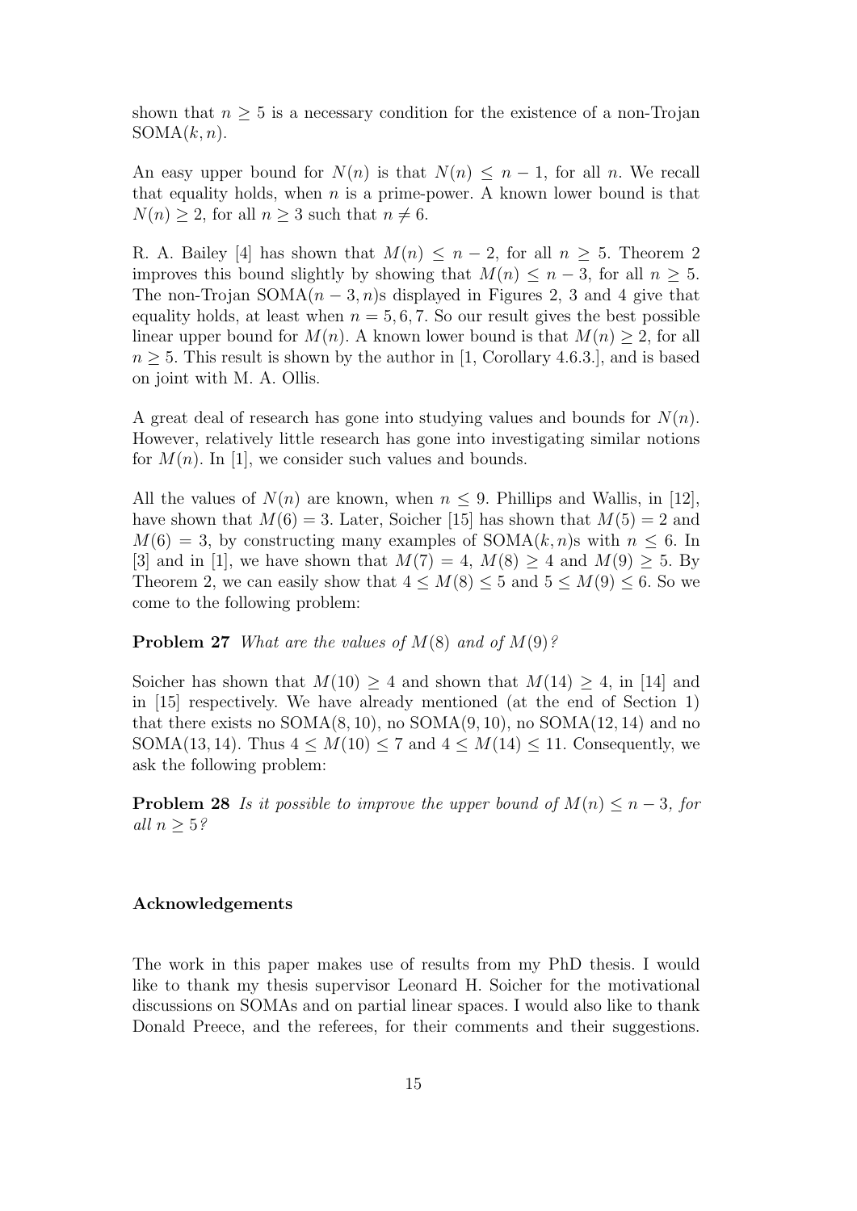shown that $n \geq 5$ is a necessary condition for the existence of a non-Trojan $\text{SOMA}(k, n)$.

An easy upper bound for $N(n)$ is that $N(n) \leq n - 1$, for all $n$. We recall that equality holds, when $n$ is a prime-power. A known lower bound is that $N(n) \geq 2$, for all $n \geq 3$ such that $n \neq 6$.

R. A. Bailey [4] has shown that $M(n) \leq n - 2$, for all $n \geq 5$. Theorem 2 improves this bound slightly by showing that $M(n) \leq n - 3$, for all $n \geq 5$. The non-Trojan $\text{SOMA}(n-3, n)$s displayed in Figures 2, 3 and 4 give that equality holds, at least when $n = 5, 6, 7$. So our result gives the best possible linear upper bound for $M(n)$. A known lower bound is that $M(n) \geq 2$, for all $n \geq 5$. This result is shown by the author in [1, Corollary 4.6.3.], and is based on joint with M. A. Ollis.

A great deal of research has gone into studying values and bounds for $N(n)$. However, relatively little research has gone into investigating similar notions for $M(n)$. In [1], we consider such values and bounds.

All the values of $N(n)$ are known, when $n \leq 9$. Phillips and Wallis, in [12], have shown that $M(6) = 3$. Later, Soicher [15] has shown that $M(5) = 2$ and $M(6) = 3$, by constructing many examples of $\text{SOMA}(k, n)$s with $n \leq 6$. In [3] and in [1], we have shown that $M(7) = 4$, $M(8) \geq 4$ and $M(9) \geq 5$. By Theorem 2, we can easily show that $4 \leq M(8) \leq 5$ and $5 \leq M(9) \leq 6$. So we come to the following problem:

**Problem 27** *What are the values of $M(8)$ and of $M(9)$?*

Soicher has shown that $M(10) \geq 4$ and shown that $M(14) \geq 4$, in [14] and in [15] respectively. We have already mentioned (at the end of Section 1) that there exists no $\text{SOMA}(8, 10)$, no $\text{SOMA}(9, 10)$, no $\text{SOMA}(12, 14)$ and no $\text{SOMA}(13, 14)$. Thus $4 \leq M(10) \leq 7$ and $4 \leq M(14) \leq 11$. Consequently, we ask the following problem:

**Problem 28** *Is it possible to improve the upper bound of $M(n) \leq n - 3$, for all $n \geq 5$?*

### Acknowledgements

The work in this paper makes use of results from my PhD thesis. I would like to thank my thesis supervisor Leonard H. Soicher for the motivational discussions on SOMAs and on partial linear spaces. I would also like to thank Donald Preece, and the referees, for their comments and their suggestions.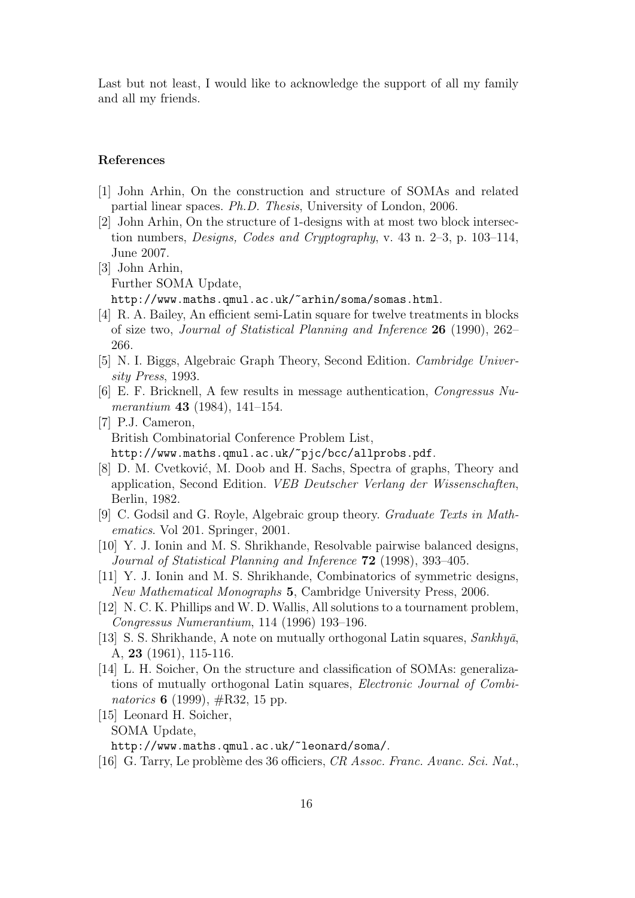Last but not least, I would like to acknowledge the support of all my family and all my friends.

## References

[1] John Arhin, On the construction and structure of SOMAs and related partial linear spaces. *Ph.D. Thesis*, University of London, 2006.

[2] John Arhin, On the structure of 1-designs with at most two block intersection numbers, *Designs, Codes and Cryptography*, v. 43 n. 2–3, p. 103–114, June 2007.

[3] John Arhin,
Further SOMA Update,
`http://www.maths.qmul.ac.uk/~arhin/soma/somas.html`.

[4] R. A. Bailey, An efficient semi-Latin square for twelve treatments in blocks of size two, *Journal of Statistical Planning and Inference* **26** (1990), 262–266.

[5] N. I. Biggs, Algebraic Graph Theory, Second Edition. *Cambridge University Press*, 1993.

[6] E. F. Bricknell, A few results in message authentication, *Congressus Numerantium* **43** (1984), 141–154.

[7] P.J. Cameron,
British Combinatorial Conference Problem List,
`http://www.maths.qmul.ac.uk/~pjc/bcc/allprobs.pdf`.

[8] D. M. Cvetković, M. Doob and H. Sachs, Spectra of graphs, Theory and application, Second Edition. *VEB Deutscher Verlang der Wissenschaften*, Berlin, 1982.

[9] C. Godsil and G. Royle, Algebraic group theory. *Graduate Texts in Mathematics*. Vol 201. Springer, 2001.

[10] Y. J. Ionin and M. S. Shrikhande, Resolvable pairwise balanced designs, *Journal of Statistical Planning and Inference* **72** (1998), 393–405.

[11] Y. J. Ionin and M. S. Shrikhande, Combinatorics of symmetric designs, *New Mathematical Monographs* **5**, Cambridge University Press, 2006.

[12] N. C. K. Phillips and W. D. Wallis, All solutions to a tournament problem, *Congressus Numerantium*, 114 (1996) 193–196.

[13] S. S. Shrikhande, A note on mutually orthogonal Latin squares, *Sankhyā*, A, **23** (1961), 115-116.

[14] L. H. Soicher, On the structure and classification of SOMAs: generalizations of mutually orthogonal Latin squares, *Electronic Journal of Combinatorics* **6** (1999), #R32, 15 pp.

[15] Leonard H. Soicher,
SOMA Update,
`http://www.maths.qmul.ac.uk/~leonard/soma/`.

[16] G. Tarry, Le problème des 36 officiers, *CR Assoc. Franc. Avanc. Sci. Nat.*,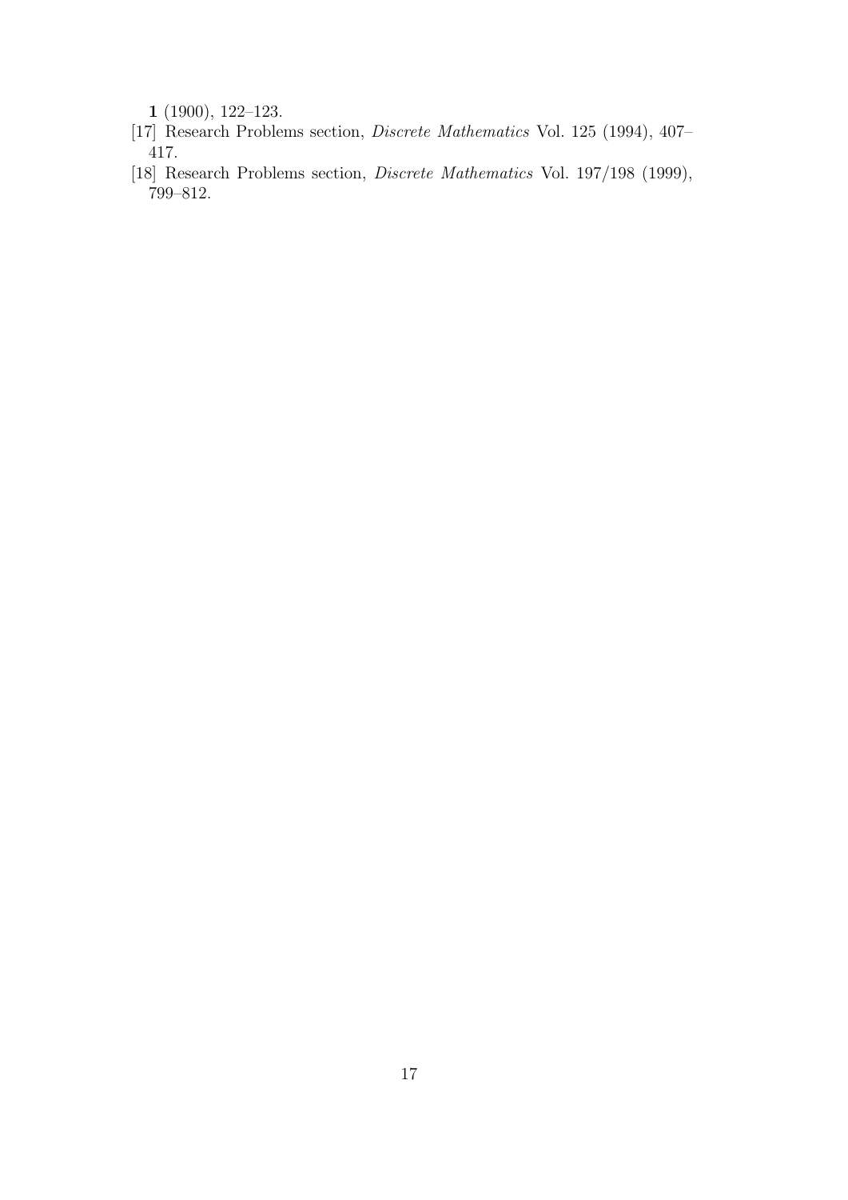**1** (1900), 122–123.

[17] Research Problems section, *Discrete Mathematics* Vol. 125 (1994), 407–417.

[18] Research Problems section, *Discrete Mathematics* Vol. 197/198 (1999), 799–812.